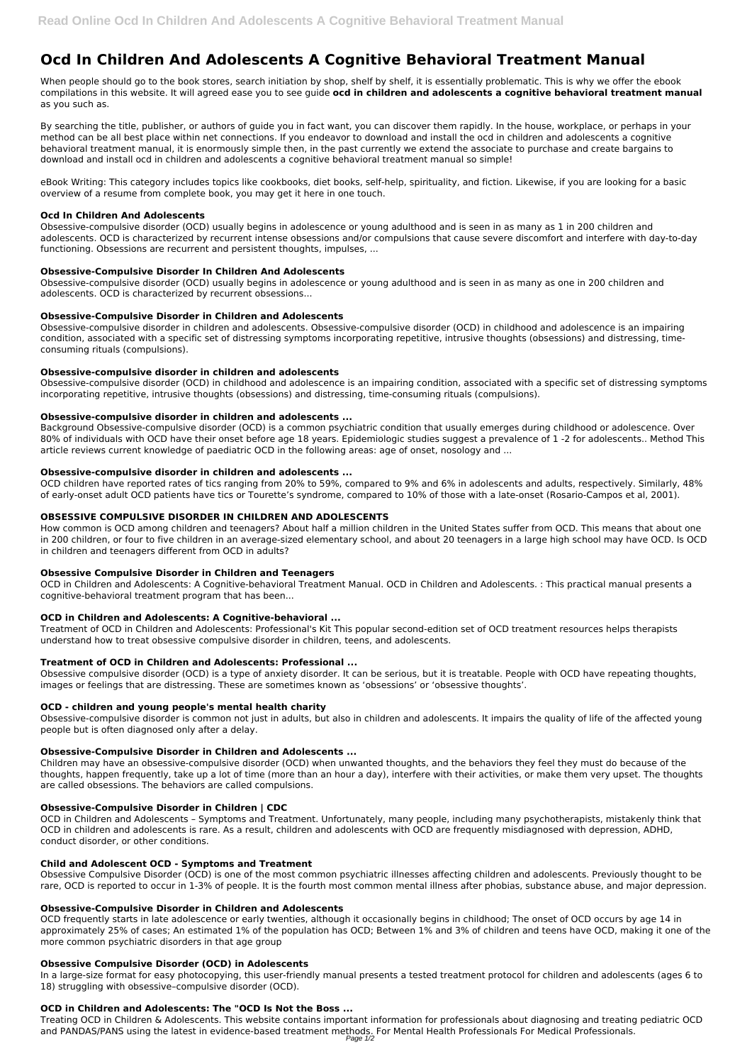# Ocd In Children And Adolescents A Cognitive Behavioral Treatment Manual

When people should go to the book stores, search initiation by shop, shelf by shelf, it is essentially problematic. This is why we offer the ebook compilations in this website. It will agreed ease you to see guide **ocd in children and adolescents a cognitive behavioral treatment manual** as you such as.

By searching the title, publisher, or authors of guide you in fact want, you can discover them rapidly. In the house, workplace, or perhaps in your method can be all best place within net connections. If you endeavor to download and install the ocd in children and adolescents a cognitive behavioral treatment manual, it is enormously simple then, in the past currently we extend the associate to purchase and create bargains to download and install ocd in children and adolescents a cognitive behavioral treatment manual so simple!

eBook Writing: This category includes topics like cookbooks, diet books, self-help, spirituality, and fiction. Likewise, if you are looking for a basic overview of a resume from complete book, you may get it here in one touch.

### Ocd In Children And Adolescents

Obsessive-compulsive disorder (OCD) usually begins in adolescence or young adulthood and is seen in as many as 1 in 200 children and adolescents. OCD is characterized by recurrent intense obsessions and/or compulsions that cause severe discomfort and interfere with day-to-day functioning. Obsessions are recurrent and persistent thoughts, impulses, ...

### Obsessive-Compulsive Disorder In Children And Adolescents

Obsessive-compulsive disorder (OCD) usually begins in adolescence or young adulthood and is seen in as many as one in 200 children and adolescents. OCD is characterized by recurrent obsessions...

### Obsessive-Compulsive Disorder in Children and Adolescents

Obsessive-compulsive disorder in children and adolescents. Obsessive-compulsive disorder (OCD) in childhood and adolescence is an impairing condition, associated with a specific set of distressing symptoms incorporating repetitive, intrusive thoughts (obsessions) and distressing, time-consuming rituals (compulsions).

### Obsessive-compulsive disorder in children and adolescents

Obsessive-compulsive disorder (OCD) in childhood and adolescence is an impairing condition, associated with a specific set of distressing symptoms incorporating repetitive, intrusive thoughts (obsessions) and distressing, time-consuming rituals (compulsions).

### Obsessive-compulsive disorder in children and adolescents ...

Background Obsessive-compulsive disorder (OCD) is a common psychiatric condition that usually emerges during childhood or adolescence. Over 80% of individuals with OCD have their onset before age 18 years. Epidemiologic studies suggest a prevalence of 1 -2 for adolescents.. Method This article reviews current knowledge of paediatric OCD in the following areas: age of onset, nosology and ...

### Obsessive-compulsive disorder in children and adolescents ...

OCD children have reported rates of tics ranging from 20% to 59%, compared to 9% and 6% in adolescents and adults, respectively. Similarly, 48% of early-onset adult OCD patients have tics or Tourette's syndrome, compared to 10% of those with a late-onset (Rosario-Campos et al, 2001).

### OBSESSIVE COMPULSIVE DISORDER IN CHILDREN AND ADOLESCENTS

How common is OCD among children and teenagers? About half a million children in the United States suffer from OCD. This means that about one in 200 children, or four to five children in an average-sized elementary school, and about 20 teenagers in a large high school may have OCD. Is OCD in children and teenagers different from OCD in adults?

### Obsessive Compulsive Disorder in Children and Teenagers

OCD in Children and Adolescents: A Cognitive-behavioral Treatment Manual. OCD in Children and Adolescents. : This practical manual presents a cognitive-behavioral treatment program that has been...

### OCD in Children and Adolescents: A Cognitive-behavioral ...

Treatment of OCD in Children and Adolescents: Professional's Kit This popular second-edition set of OCD treatment resources helps therapists understand how to treat obsessive compulsive disorder in children, teens, and adolescents.

### Treatment of OCD in Children and Adolescents: Professional ...

Obsessive compulsive disorder (OCD) is a type of anxiety disorder. It can be serious, but it is treatable. People with OCD have repeating thoughts, images or feelings that are distressing. These are sometimes known as 'obsessions' or 'obsessive thoughts'.

### OCD - children and young people's mental health charity

Obsessive-compulsive disorder is common not just in adults, but also in children and adolescents. It impairs the quality of life of the affected young people but is often diagnosed only after a delay.

### Obsessive-Compulsive Disorder in Children and Adolescents ...

Children may have an obsessive-compulsive disorder (OCD) when unwanted thoughts, and the behaviors they feel they must do because of the thoughts, happen frequently, take up a lot of time (more than an hour a day), interfere with their activities, or make them very upset. The thoughts are called obsessions. The behaviors are called compulsions.

### Obsessive-Compulsive Disorder in Children | CDC

OCD in Children and Adolescents – Symptoms and Treatment. Unfortunately, many people, including many psychotherapists, mistakenly think that OCD in children and adolescents is rare. As a result, children and adolescents with OCD are frequently misdiagnosed with depression, ADHD, conduct disorder, or other conditions.

### Child and Adolescent OCD - Symptoms and Treatment

Obsessive Compulsive Disorder (OCD) is one of the most common psychiatric illnesses affecting children and adolescents. Previously thought to be rare, OCD is reported to occur in 1-3% of people. It is the fourth most common mental illness after phobias, substance abuse, and major depression.

### Obsessive-Compulsive Disorder in Children and Adolescents

OCD frequently starts in late adolescence or early twenties, although it occasionally begins in childhood; The onset of OCD occurs by age 14 in approximately 25% of cases; An estimated 1% of the population has OCD; Between 1% and 3% of children and teens have OCD, making it one of the more common psychiatric disorders in that age group

### Obsessive Compulsive Disorder (OCD) in Adolescents

In a large-size format for easy photocopying, this user-friendly manual presents a tested treatment protocol for children and adolescents (ages 6 to 18) struggling with obsessive–compulsive disorder (OCD).

### OCD in Children and Adolescents: The "OCD Is Not the Boss ...

Treating OCD in Children & Adolescents. This website contains important information for professionals about diagnosing and treating pediatric OCD and PANDAS/PANS using the latest in evidence-based treatment methods. For Mental Health Professionals For Medical Professionals.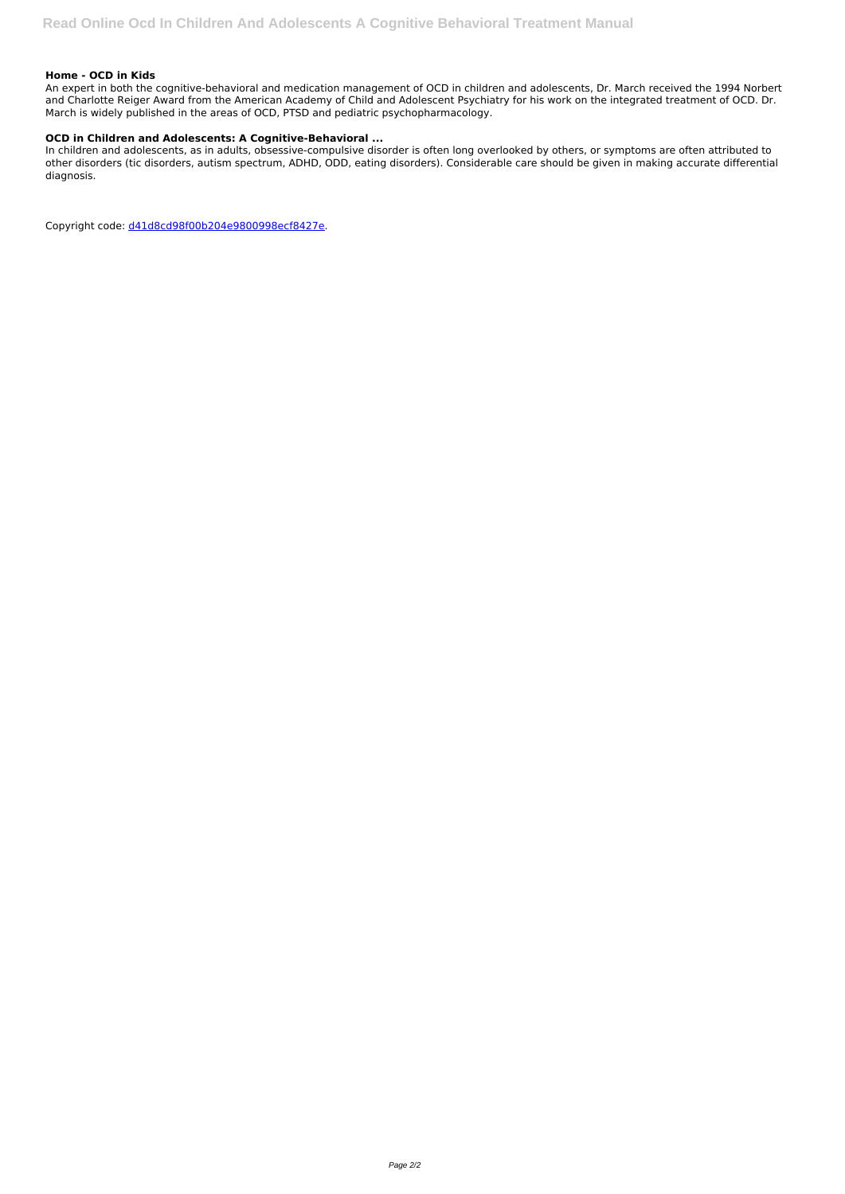**Home - OCD in Kids**

An expert in both the cognitive-behavioral and medication management of OCD in children and adolescents, Dr. March received the 1994 Norbert and Charlotte Reiger Award from the American Academy of Child and Adolescent Psychiatry for his work on the integrated treatment of OCD. Dr. March is widely published in the areas of OCD, PTSD and pediatric psychopharmacology.

**OCD in Children and Adolescents: A Cognitive-Behavioral ...**

In children and adolescents, as in adults, obsessive-compulsive disorder is often long overlooked by others, or symptoms are often attributed to other disorders (tic disorders, autism spectrum, ADHD, ODD, eating disorders). Considerable care should be given in making accurate differential diagnosis.

Copyright code: d41d8cd98f00b204e9800998ecf8427e.